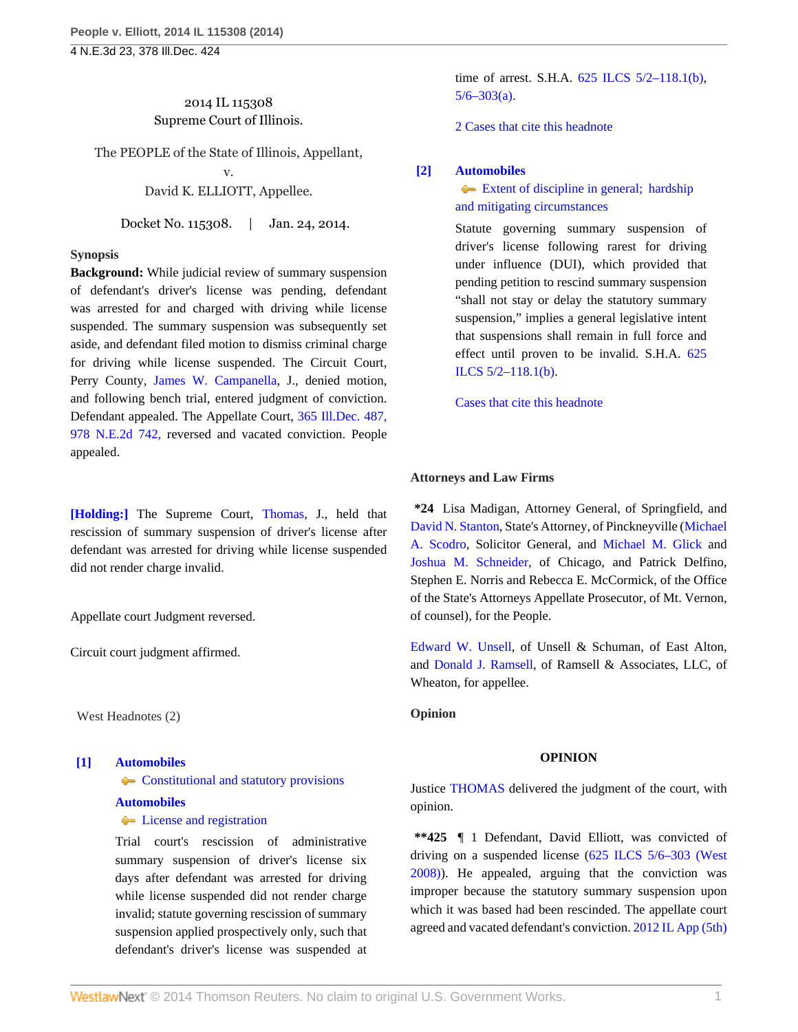2014 IL 115308
Supreme Court of Illinois.

The PEOPLE of the State of Illinois, Appellant,
v.
David K. ELLIOTT, Appellee.

Docket No. 115308. | Jan. 24, 2014.

**Synopsis**

**Background:** While judicial review of summary suspension of defendant's driver's license was pending, defendant was arrested for and charged with driving while license suspended. The summary suspension was subsequently set aside, and defendant filed motion to dismiss criminal charge for driving while license suspended. The Circuit Court, Perry County, James W. Campanella, J., denied motion, and following bench trial, entered judgment of conviction. Defendant appealed. The Appellate Court, 365 Ill.Dec. 487, 978 N.E.2d 742, reversed and vacated conviction. People appealed.

**[Holding:]** The Supreme Court, Thomas, J., held that rescission of summary suspension of driver's license after defendant was arrested for driving while license suspended did not render charge invalid.

Appellate court Judgment reversed.

Circuit court judgment affirmed.

West Headnotes (2)

**[1] Automobiles**
Constitutional and statutory provisions
**Automobiles**
License and registration

Trial court's rescission of administrative summary suspension of driver's license six days after defendant was arrested for driving while license suspended did not render charge invalid; statute governing rescission of summary suspension applied prospectively only, such that defendant's driver's license was suspended at time of arrest. S.H.A. 625 ILCS 5/2–118.1(b), 5/6–303(a).

2 Cases that cite this headnote

**[2] Automobiles**
Extent of discipline in general; hardship and mitigating circumstances

Statute governing summary suspension of driver's license following rarest for driving under influence (DUI), which provided that pending petition to rescind summary suspension "shall not stay or delay the statutory summary suspension," implies a general legislative intent that suspensions shall remain in full force and effect until proven to be invalid. S.H.A. 625 ILCS 5/2–118.1(b).

Cases that cite this headnote

**Attorneys and Law Firms**

**\*24** Lisa Madigan, Attorney General, of Springfield, and David N. Stanton, State's Attorney, of Pinckneyville (Michael A. Scodro, Solicitor General, and Michael M. Glick and Joshua M. Schneider, of Chicago, and Patrick Delfino, Stephen E. Norris and Rebecca E. McCormick, of the Office of the State's Attorneys Appellate Prosecutor, of Mt. Vernon, of counsel), for the People.

Edward W. Unsell, of Unsell & Schuman, of East Alton, and Donald J. Ramsell, of Ramsell & Associates, LLC, of Wheaton, for appellee.

**Opinion**

**OPINION**

Justice THOMAS delivered the judgment of the court, with opinion.

**\*\*425** ¶ 1 Defendant, David Elliott, was convicted of driving on a suspended license (625 ILCS 5/6–303 (West 2008)). He appealed, arguing that the conviction was improper because the statutory summary suspension upon which it was based had been rescinded. The appellate court agreed and vacated defendant's conviction. 2012 IL App (5th)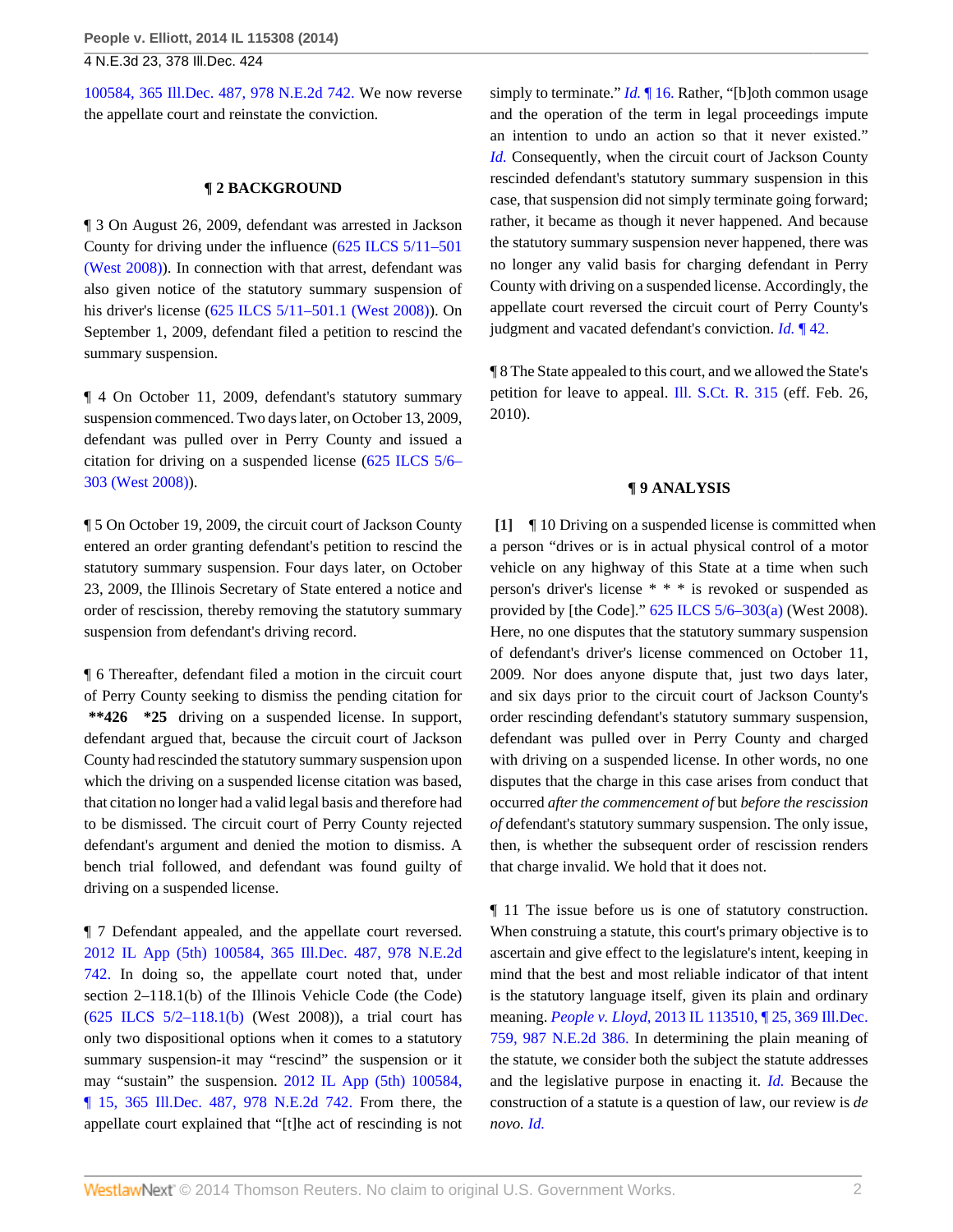100584, 365 Ill.Dec. 487, 978 N.E.2d 742. We now reverse the appellate court and reinstate the conviction.

## ¶ 2 BACKGROUND

¶ 3 On August 26, 2009, defendant was arrested in Jackson County for driving under the influence (625 ILCS 5/11–501 (West 2008)). In connection with that arrest, defendant was also given notice of the statutory summary suspension of his driver's license (625 ILCS 5/11–501.1 (West 2008)). On September 1, 2009, defendant filed a petition to rescind the summary suspension.

¶ 4 On October 11, 2009, defendant's statutory summary suspension commenced. Two days later, on October 13, 2009, defendant was pulled over in Perry County and issued a citation for driving on a suspended license (625 ILCS 5/6–303 (West 2008)).

¶ 5 On October 19, 2009, the circuit court of Jackson County entered an order granting defendant's petition to rescind the statutory summary suspension. Four days later, on October 23, 2009, the Illinois Secretary of State entered a notice and order of rescission, thereby removing the statutory summary suspension from defendant's driving record.

¶ 6 Thereafter, defendant filed a motion in the circuit court of Perry County seeking to dismiss the pending citation for **\*\*426 \*25** driving on a suspended license. In support, defendant argued that, because the circuit court of Jackson County had rescinded the statutory summary suspension upon which the driving on a suspended license citation was based, that citation no longer had a valid legal basis and therefore had to be dismissed. The circuit court of Perry County rejected defendant's argument and denied the motion to dismiss. A bench trial followed, and defendant was found guilty of driving on a suspended license.

¶ 7 Defendant appealed, and the appellate court reversed. 2012 IL App (5th) 100584, 365 Ill.Dec. 487, 978 N.E.2d 742. In doing so, the appellate court noted that, under section 2–118.1(b) of the Illinois Vehicle Code (the Code) (625 ILCS 5/2–118.1(b) (West 2008)), a trial court has only two dispositional options when it comes to a statutory summary suspension-it may "rescind" the suspension or it may "sustain" the suspension. 2012 IL App (5th) 100584, ¶ 15, 365 Ill.Dec. 487, 978 N.E.2d 742. From there, the appellate court explained that "[t]he act of rescinding is not simply to terminate." *Id.* ¶ 16. Rather, "[b]oth common usage and the operation of the term in legal proceedings impute an intention to undo an action so that it never existed." *Id.* Consequently, when the circuit court of Jackson County rescinded defendant's statutory summary suspension in this case, that suspension did not simply terminate going forward; rather, it became as though it never happened. And because the statutory summary suspension never happened, there was no longer any valid basis for charging defendant in Perry County with driving on a suspended license. Accordingly, the appellate court reversed the circuit court of Perry County's judgment and vacated defendant's conviction. *Id.* ¶ 42.

¶ 8 The State appealed to this court, and we allowed the State's petition for leave to appeal. Ill. S.Ct. R. 315 (eff. Feb. 26, 2010).

## ¶ 9 ANALYSIS

**[1]** ¶ 10 Driving on a suspended license is committed when a person "drives or is in actual physical control of a motor vehicle on any highway of this State at a time when such person's driver's license * * * is revoked or suspended as provided by [the Code]." 625 ILCS 5/6–303(a) (West 2008). Here, no one disputes that the statutory summary suspension of defendant's driver's license commenced on October 11, 2009. Nor does anyone dispute that, just two days later, and six days prior to the circuit court of Jackson County's order rescinding defendant's statutory summary suspension, defendant was pulled over in Perry County and charged with driving on a suspended license. In other words, no one disputes that the charge in this case arises from conduct that occurred *after the commencement of* but *before the rescission of* defendant's statutory summary suspension. The only issue, then, is whether the subsequent order of rescission renders that charge invalid. We hold that it does not.

¶ 11 The issue before us is one of statutory construction. When construing a statute, this court's primary objective is to ascertain and give effect to the legislature's intent, keeping in mind that the best and most reliable indicator of that intent is the statutory language itself, given its plain and ordinary meaning. *People v. Lloyd,* 2013 IL 113510, ¶ 25, 369 Ill.Dec. 759, 987 N.E.2d 386. In determining the plain meaning of the statute, we consider both the subject the statute addresses and the legislative purpose in enacting it. *Id.* Because the construction of a statute is a question of law, our review is *de novo. Id.*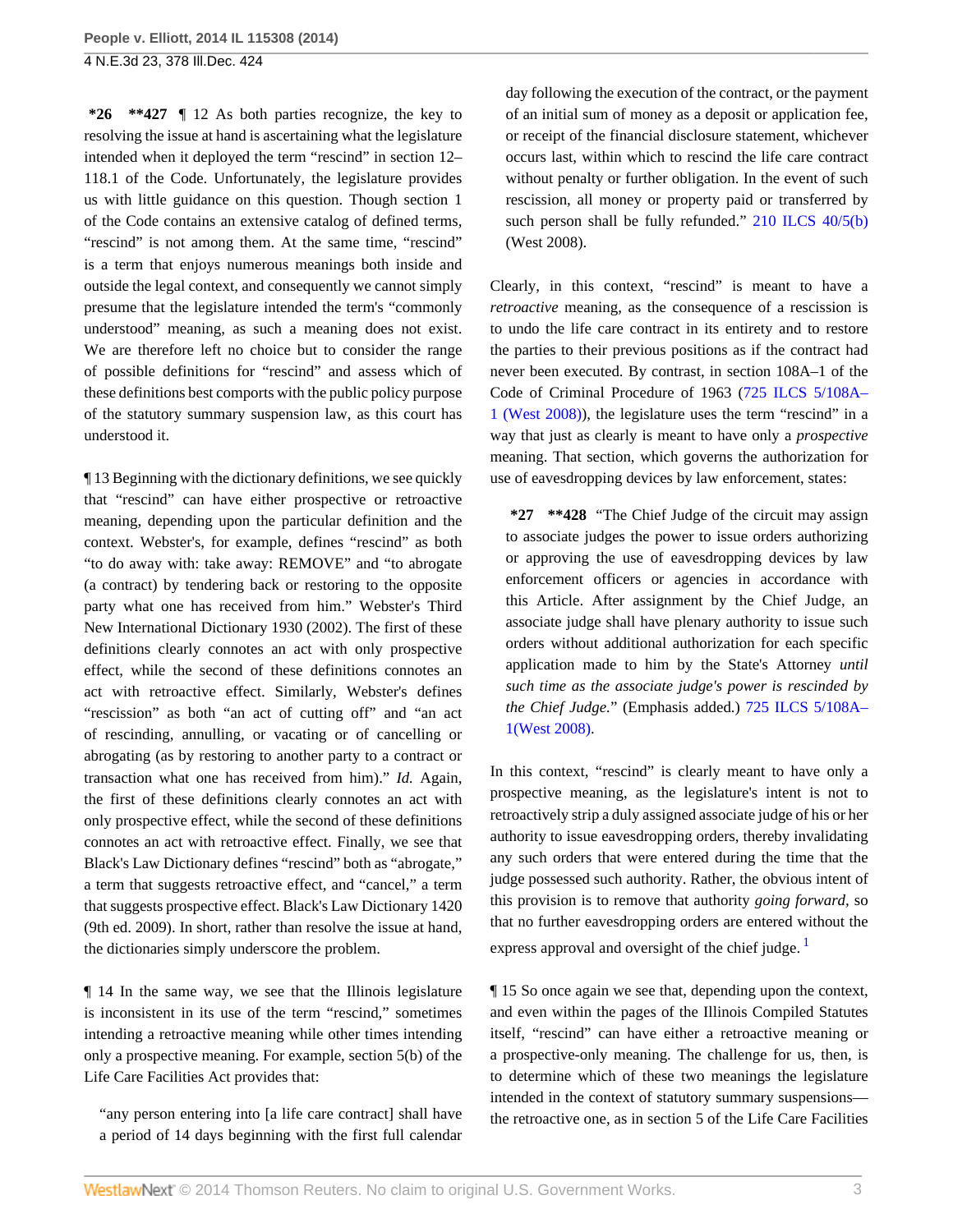**\*26 \*\*427** ¶ 12 As both parties recognize, the key to resolving the issue at hand is ascertaining what the legislature intended when it deployed the term "rescind" in section 12–118.1 of the Code. Unfortunately, the legislature provides us with little guidance on this question. Though section 1 of the Code contains an extensive catalog of defined terms, "rescind" is not among them. At the same time, "rescind" is a term that enjoys numerous meanings both inside and outside the legal context, and consequently we cannot simply presume that the legislature intended the term's "commonly understood" meaning, as such a meaning does not exist. We are therefore left no choice but to consider the range of possible definitions for "rescind" and assess which of these definitions best comports with the public policy purpose of the statutory summary suspension law, as this court has understood it.

¶ 13 Beginning with the dictionary definitions, we see quickly that "rescind" can have either prospective or retroactive meaning, depending upon the particular definition and the context. Webster's, for example, defines "rescind" as both "to do away with: take away: REMOVE" and "to abrogate (a contract) by tendering back or restoring to the opposite party what one has received from him." Webster's Third New International Dictionary 1930 (2002). The first of these definitions clearly connotes an act with only prospective effect, while the second of these definitions connotes an act with retroactive effect. Similarly, Webster's defines "rescission" as both "an act of cutting off" and "an act of rescinding, annulling, or vacating or of cancelling or abrogating (as by restoring to another party to a contract or transaction what one has received from him)." *Id.* Again, the first of these definitions clearly connotes an act with only prospective effect, while the second of these definitions connotes an act with retroactive effect. Finally, we see that Black's Law Dictionary defines "rescind" both as "abrogate," a term that suggests retroactive effect, and "cancel," a term that suggests prospective effect. Black's Law Dictionary 1420 (9th ed. 2009). In short, rather than resolve the issue at hand, the dictionaries simply underscore the problem.

¶ 14 In the same way, we see that the Illinois legislature is inconsistent in its use of the term "rescind," sometimes intending a retroactive meaning while other times intending only a prospective meaning. For example, section 5(b) of the Life Care Facilities Act provides that:

> "any person entering into [a life care contract] shall have a period of 14 days beginning with the first full calendar day following the execution of the contract, or the payment of an initial sum of money as a deposit or application fee, or receipt of the financial disclosure statement, whichever occurs last, within which to rescind the life care contract without penalty or further obligation. In the event of such rescission, all money or property paid or transferred by such person shall be fully refunded." 210 ILCS 40/5(b) (West 2008).

Clearly, in this context, "rescind" is meant to have a *retroactive* meaning, as the consequence of a rescission is to undo the life care contract in its entirety and to restore the parties to their previous positions as if the contract had never been executed. By contrast, in section 108A–1 of the Code of Criminal Procedure of 1963 (725 ILCS 5/108A–1 (West 2008)), the legislature uses the term "rescind" in a way that just as clearly is meant to have only a *prospective* meaning. That section, which governs the authorization for use of eavesdropping devices by law enforcement, states:

> **\*27 \*\*428** "The Chief Judge of the circuit may assign to associate judges the power to issue orders authorizing or approving the use of eavesdropping devices by law enforcement officers or agencies in accordance with this Article. After assignment by the Chief Judge, an associate judge shall have plenary authority to issue such orders without additional authorization for each specific application made to him by the State's Attorney *until such time as the associate judge's power is rescinded by the Chief Judge.*" (Emphasis added.) 725 ILCS 5/108A–1(West 2008).

In this context, "rescind" is clearly meant to have only a prospective meaning, as the legislature's intent is not to retroactively strip a duly assigned associate judge of his or her authority to issue eavesdropping orders, thereby invalidating any such orders that were entered during the time that the judge possessed such authority. Rather, the obvious intent of this provision is to remove that authority *going forward,* so that no further eavesdropping orders are entered without the express approval and oversight of the chief judge. [1]

¶ 15 So once again we see that, depending upon the context, and even within the pages of the Illinois Compiled Statutes itself, "rescind" can have either a retroactive meaning or a prospective-only meaning. The challenge for us, then, is to determine which of these two meanings the legislature intended in the context of statutory summary suspensions—the retroactive one, as in section 5 of the Life Care Facilities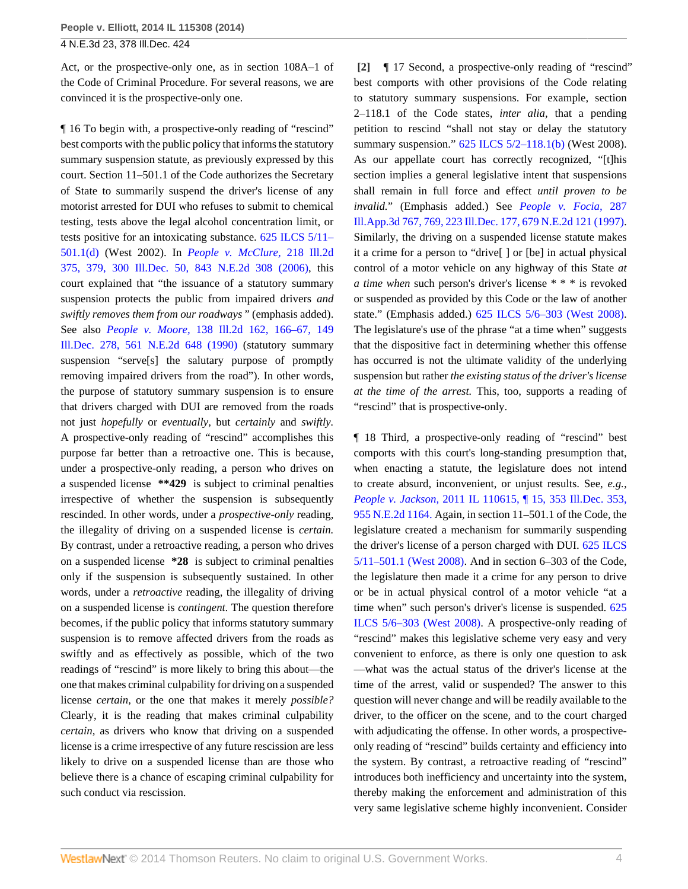Act, or the prospective-only one, as in section 108A–1 of the Code of Criminal Procedure. For several reasons, we are convinced it is the prospective-only one.

¶ 16 To begin with, a prospective-only reading of "rescind" best comports with the public policy that informs the statutory summary suspension statute, as previously expressed by this court. Section 11–501.1 of the Code authorizes the Secretary of State to summarily suspend the driver's license of any motorist arrested for DUI who refuses to submit to chemical testing, tests above the legal alcohol concentration limit, or tests positive for an intoxicating substance. 625 ILCS 5/11–501.1(d) (West 2002). In *People v. McClure,* 218 Ill.2d 375, 379, 300 Ill.Dec. 50, 843 N.E.2d 308 (2006), this court explained that "the issuance of a statutory summary suspension protects the public from impaired drivers *and swiftly removes them from our roadways* " (emphasis added). See also *People v. Moore,* 138 Ill.2d 162, 166–67, 149 Ill.Dec. 278, 561 N.E.2d 648 (1990) (statutory summary suspension "serve[s] the salutary purpose of promptly removing impaired drivers from the road"). In other words, the purpose of statutory summary suspension is to ensure that drivers charged with DUI are removed from the roads not just *hopefully* or *eventually,* but *certainly* and *swiftly.* A prospective-only reading of "rescind" accomplishes this purpose far better than a retroactive one. This is because, under a prospective-only reading, a person who drives on a suspended license **\*\*429** is subject to criminal penalties irrespective of whether the suspension is subsequently rescinded. In other words, under a *prospective-only* reading, the illegality of driving on a suspended license is *certain.* By contrast, under a retroactive reading, a person who drives on a suspended license **\*28** is subject to criminal penalties only if the suspension is subsequently sustained. In other words, under a *retroactive* reading, the illegality of driving on a suspended license is *contingent.* The question therefore becomes, if the public policy that informs statutory summary suspension is to remove affected drivers from the roads as swiftly and as effectively as possible, which of the two readings of "rescind" is more likely to bring this about—the one that makes criminal culpability for driving on a suspended license *certain,* or the one that makes it merely *possible?* Clearly, it is the reading that makes criminal culpability *certain,* as drivers who know that driving on a suspended license is a crime irrespective of any future rescission are less likely to drive on a suspended license than are those who believe there is a chance of escaping criminal culpability for such conduct via rescission.

**[2]** ¶ 17 Second, a prospective-only reading of "rescind" best comports with other provisions of the Code relating to statutory summary suspensions. For example, section 2–118.1 of the Code states, *inter alia,* that a pending petition to rescind "shall not stay or delay the statutory summary suspension." 625 ILCS 5/2–118.1(b) (West 2008). As our appellate court has correctly recognized, "[t]his section implies a general legislative intent that suspensions shall remain in full force and effect *until proven to be invalid.*" (Emphasis added.) See *People v. Focia,* 287 Ill.App.3d 767, 769, 223 Ill.Dec. 177, 679 N.E.2d 121 (1997). Similarly, the driving on a suspended license statute makes it a crime for a person to "drive[ ] or [be] in actual physical control of a motor vehicle on any highway of this State *at a time when* such person's driver's license * * * is revoked or suspended as provided by this Code or the law of another state." (Emphasis added.) 625 ILCS 5/6–303 (West 2008). The legislature's use of the phrase "at a time when" suggests that the dispositive fact in determining whether this offense has occurred is not the ultimate validity of the underlying suspension but rather *the existing status of the driver's license at the time of the arrest.* This, too, supports a reading of "rescind" that is prospective-only.

¶ 18 Third, a prospective-only reading of "rescind" best comports with this court's long-standing presumption that, when enacting a statute, the legislature does not intend to create absurd, inconvenient, or unjust results. See, *e.g., People v. Jackson,* 2011 IL 110615, ¶ 15, 353 Ill.Dec. 353, 955 N.E.2d 1164. Again, in section 11–501.1 of the Code, the legislature created a mechanism for summarily suspending the driver's license of a person charged with DUI. 625 ILCS 5/11–501.1 (West 2008). And in section 6–303 of the Code, the legislature then made it a crime for any person to drive or be in actual physical control of a motor vehicle "at a time when" such person's driver's license is suspended. 625 ILCS 5/6–303 (West 2008). A prospective-only reading of "rescind" makes this legislative scheme very easy and very convenient to enforce, as there is only one question to ask—what was the actual status of the driver's license at the time of the arrest, valid or suspended? The answer to this question will never change and will be readily available to the driver, to the officer on the scene, and to the court charged with adjudicating the offense. In other words, a prospective-only reading of "rescind" builds certainty and efficiency into the system. By contrast, a retroactive reading of "rescind" introduces both inefficiency and uncertainty into the system, thereby making the enforcement and administration of this very same legislative scheme highly inconvenient. Consider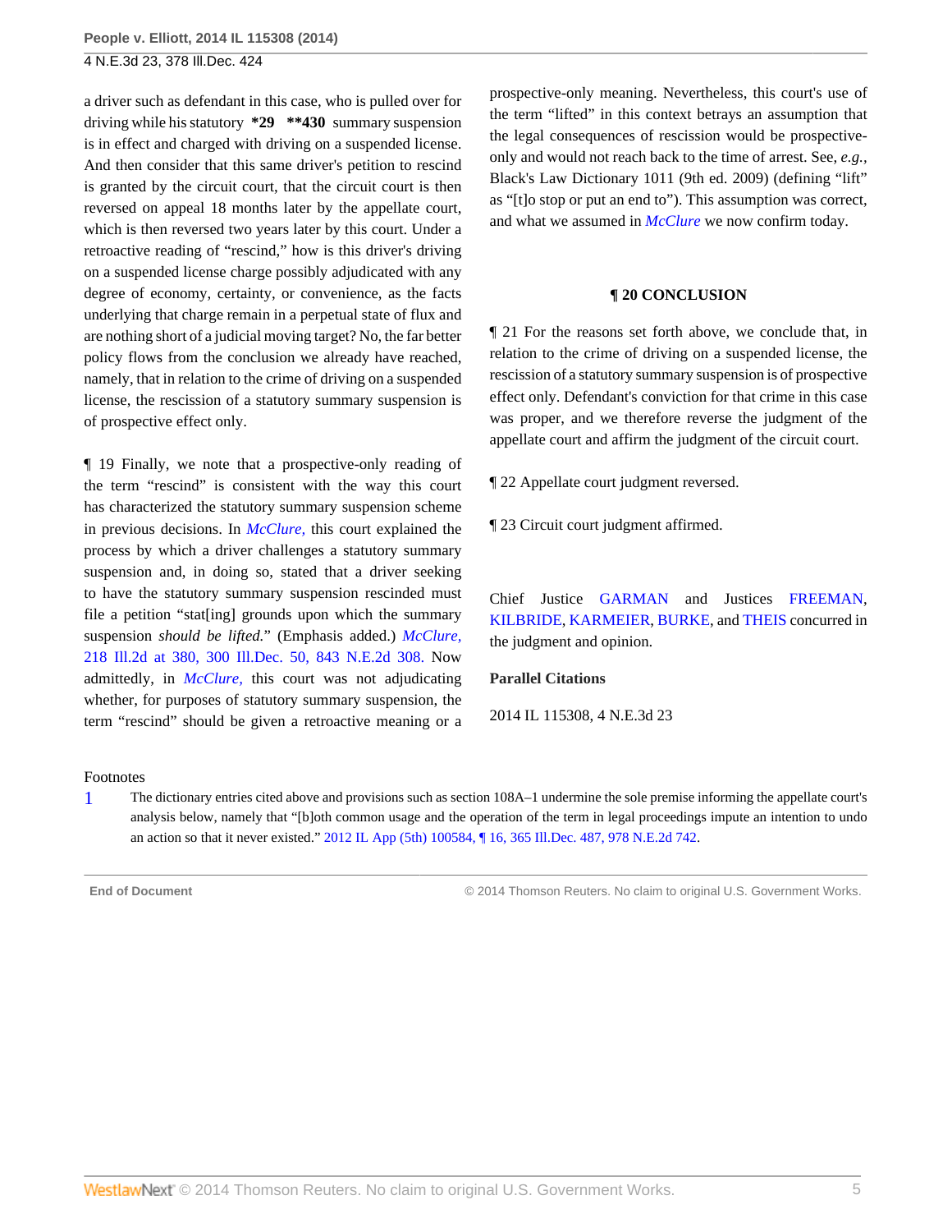a driver such as defendant in this case, who is pulled over for driving while his statutory **\*29 \*\*430** summary suspension is in effect and charged with driving on a suspended license. And then consider that this same driver's petition to rescind is granted by the circuit court, that the circuit court is then reversed on appeal 18 months later by the appellate court, which is then reversed two years later by this court. Under a retroactive reading of "rescind," how is this driver's driving on a suspended license charge possibly adjudicated with any degree of economy, certainty, or convenience, as the facts underlying that charge remain in a perpetual state of flux and are nothing short of a judicial moving target? No, the far better policy flows from the conclusion we already have reached, namely, that in relation to the crime of driving on a suspended license, the rescission of a statutory summary suspension is of prospective effect only.

¶ 19 Finally, we note that a prospective-only reading of the term "rescind" is consistent with the way this court has characterized the statutory summary suspension scheme in previous decisions. In *McClure,* this court explained the process by which a driver challenges a statutory summary suspension and, in doing so, stated that a driver seeking to have the statutory summary suspension rescinded must file a petition "stat[ing] grounds upon which the summary suspension *should be lifted.*" (Emphasis added.) *McClure,* 218 Ill.2d at 380, 300 Ill.Dec. 50, 843 N.E.2d 308. Now admittedly, in *McClure,* this court was not adjudicating whether, for purposes of statutory summary suspension, the term "rescind" should be given a retroactive meaning or a prospective-only meaning. Nevertheless, this court's use of the term "lifted" in this context betrays an assumption that the legal consequences of rescission would be prospective-only and would not reach back to the time of arrest. See, *e.g.,* Black's Law Dictionary 1011 (9th ed. 2009) (defining "lift" as "[t]o stop or put an end to"). This assumption was correct, and what we assumed in *McClure* we now confirm today.

## ¶ 20 CONCLUSION

¶ 21 For the reasons set forth above, we conclude that, in relation to the crime of driving on a suspended license, the rescission of a statutory summary suspension is of prospective effect only. Defendant's conviction for that crime in this case was proper, and we therefore reverse the judgment of the appellate court and affirm the judgment of the circuit court.

¶ 22 Appellate court judgment reversed.

¶ 23 Circuit court judgment affirmed.

Chief Justice GARMAN and Justices FREEMAN, KILBRIDE, KARMEIER, BURKE, and THEIS concurred in the judgment and opinion.

**Parallel Citations**

2014 IL 115308, 4 N.E.3d 23

Footnotes

1 The dictionary entries cited above and provisions such as section 108A–1 undermine the sole premise informing the appellate court's analysis below, namely that "[b]oth common usage and the operation of the term in legal proceedings impute an intention to undo an action so that it never existed." 2012 IL App (5th) 100584, ¶ 16, 365 Ill.Dec. 487, 978 N.E.2d 742.

End of Document © 2014 Thomson Reuters. No claim to original U.S. Government Works.